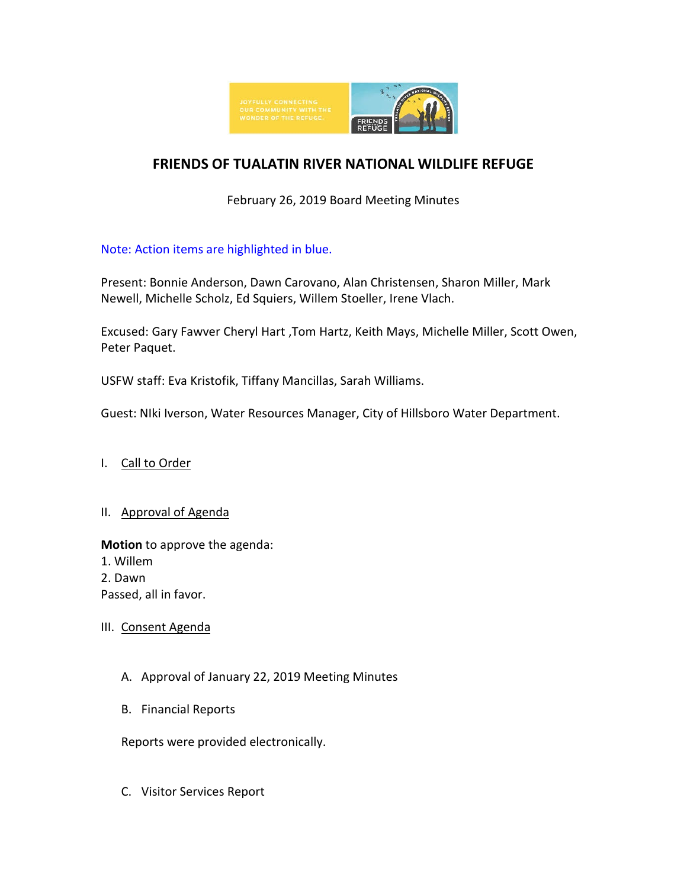# FRIENDS OF TUALATIN RIVER NATIONAL WILDLIFE REFUGE

February 26, 2019 Board Meeting Minutes

Note: Action items are highlighted in blue.

Present: Bonnie Anderson, Dawn Carovano, Alan Christensen, Sharon Miller, Mark Newell, Michelle Scholz, Ed Squiers, Willem Stoeller, Irene Vlach.

Excused: Gary Fawver Cheryl Hart ,Tom Hartz, Keith Mays, Michelle Miller, Scott Owen, Peter Paquet.

USFW staff: Eva Kristofik, Tiffany Mancillas, Sarah Williams.

Guest: NIki Iverson, Water Resources Manager, City of Hillsboro Water Department.

I. Call to Order

II. Approval of Agenda

**Motion** to approve the agenda:
1. Willem
2. Dawn
Passed, all in favor.

III. Consent Agenda

A. Approval of January 22, 2019 Meeting Minutes

B. Financial Reports

Reports were provided electronically.

C. Visitor Services Report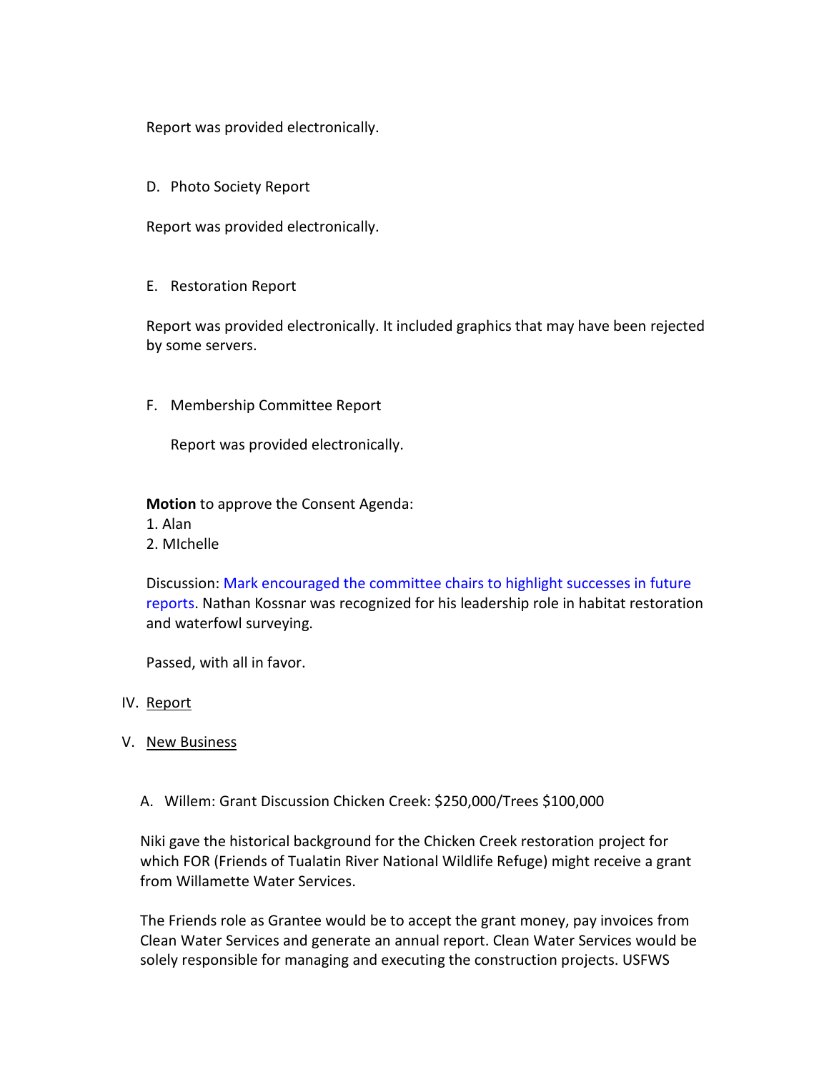Report was provided electronically.

D. Photo Society Report

Report was provided electronically.

E. Restoration Report

Report was provided electronically. It included graphics that may have been rejected by some servers.

F. Membership Committee Report

Report was provided electronically.

**Motion** to approve the Consent Agenda:
1. Alan
2. MIchelle

Discussion: Mark encouraged the committee chairs to highlight successes in future reports. Nathan Kossnar was recognized for his leadership role in habitat restoration and waterfowl surveying.

Passed, with all in favor.

IV. Report

V. New Business

A. Willem: Grant Discussion Chicken Creek: $250,000/Trees $100,000

Niki gave the historical background for the Chicken Creek restoration project for which FOR (Friends of Tualatin River National Wildlife Refuge) might receive a grant from Willamette Water Services.

The Friends role as Grantee would be to accept the grant money, pay invoices from Clean Water Services and generate an annual report. Clean Water Services would be solely responsible for managing and executing the construction projects. USFWS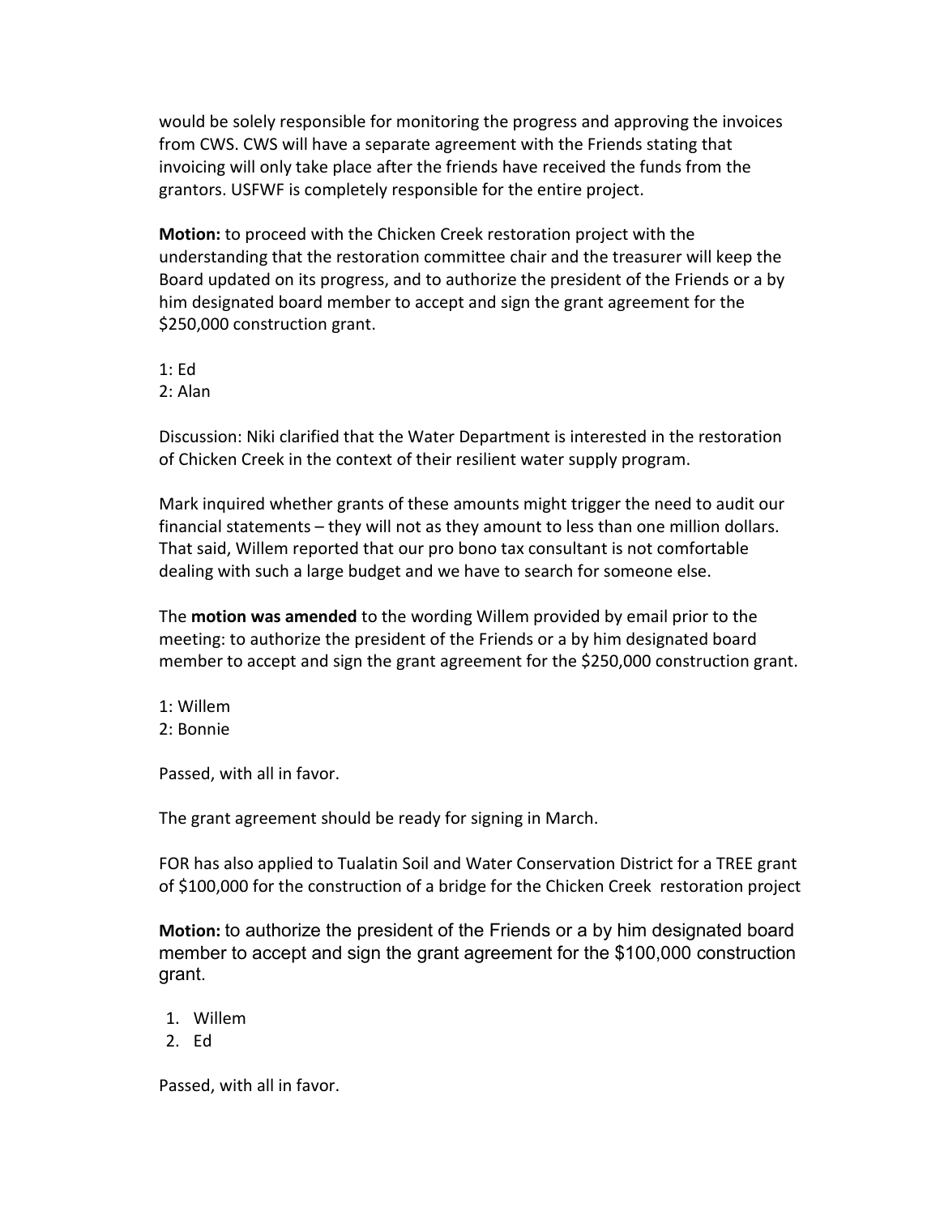would be solely responsible for monitoring the progress and approving the invoices from CWS. CWS will have a separate agreement with the Friends stating that invoicing will only take place after the friends have received the funds from the grantors. USFWF is completely responsible for the entire project.

**Motion:** to proceed with the Chicken Creek restoration project with the understanding that the restoration committee chair and the treasurer will keep the Board updated on its progress, and to authorize the president of the Friends or a by him designated board member to accept and sign the grant agreement for the $250,000 construction grant.

1: Ed
2: Alan

Discussion: Niki clarified that the Water Department is interested in the restoration of Chicken Creek in the context of their resilient water supply program.

Mark inquired whether grants of these amounts might trigger the need to audit our financial statements – they will not as they amount to less than one million dollars. That said, Willem reported that our pro bono tax consultant is not comfortable dealing with such a large budget and we have to search for someone else.

The **motion was amended** to the wording Willem provided by email prior to the meeting: to authorize the president of the Friends or a by him designated board member to accept and sign the grant agreement for the $250,000 construction grant.

1: Willem
2: Bonnie

Passed, with all in favor.

The grant agreement should be ready for signing in March.

FOR has also applied to Tualatin Soil and Water Conservation District for a TREE grant of $100,000 for the construction of a bridge for the Chicken Creek restoration project

**Motion:** to authorize the president of the Friends or a by him designated board member to accept and sign the grant agreement for the $100,000 construction grant.

1. Willem
2. Ed

Passed, with all in favor.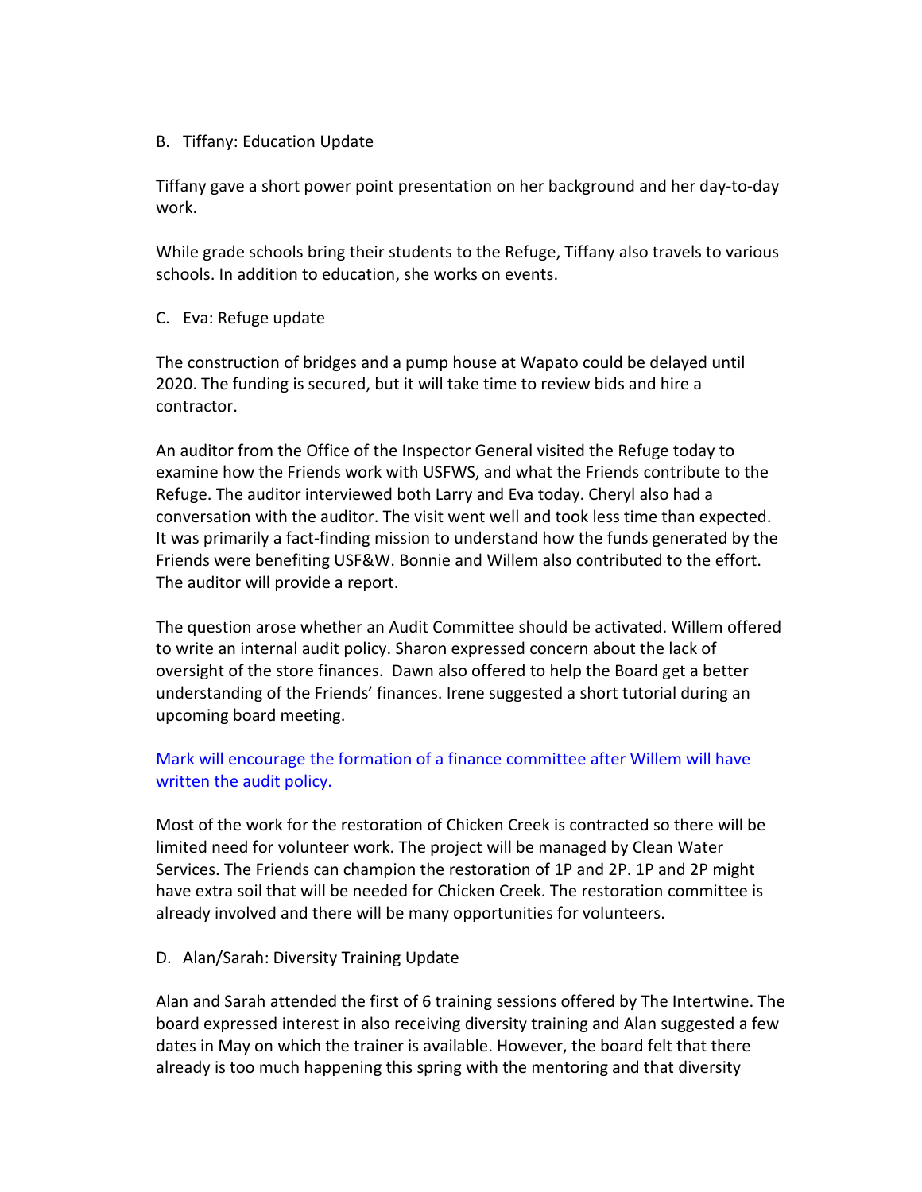B. Tiffany: Education Update

Tiffany gave a short power point presentation on her background and her day-to-day work.

While grade schools bring their students to the Refuge, Tiffany also travels to various schools. In addition to education, she works on events.

C. Eva: Refuge update

The construction of bridges and a pump house at Wapato could be delayed until 2020. The funding is secured, but it will take time to review bids and hire a contractor.

An auditor from the Office of the Inspector General visited the Refuge today to examine how the Friends work with USFWS, and what the Friends contribute to the Refuge. The auditor interviewed both Larry and Eva today. Cheryl also had a conversation with the auditor. The visit went well and took less time than expected. It was primarily a fact-finding mission to understand how the funds generated by the Friends were benefiting USF&W. Bonnie and Willem also contributed to the effort. The auditor will provide a report.

The question arose whether an Audit Committee should be activated. Willem offered to write an internal audit policy. Sharon expressed concern about the lack of oversight of the store finances. Dawn also offered to help the Board get a better understanding of the Friends' finances. Irene suggested a short tutorial during an upcoming board meeting.

Mark will encourage the formation of a finance committee after Willem will have written the audit policy.

Most of the work for the restoration of Chicken Creek is contracted so there will be limited need for volunteer work. The project will be managed by Clean Water Services. The Friends can champion the restoration of 1P and 2P. 1P and 2P might have extra soil that will be needed for Chicken Creek. The restoration committee is already involved and there will be many opportunities for volunteers.

D. Alan/Sarah: Diversity Training Update

Alan and Sarah attended the first of 6 training sessions offered by The Intertwine. The board expressed interest in also receiving diversity training and Alan suggested a few dates in May on which the trainer is available. However, the board felt that there already is too much happening this spring with the mentoring and that diversity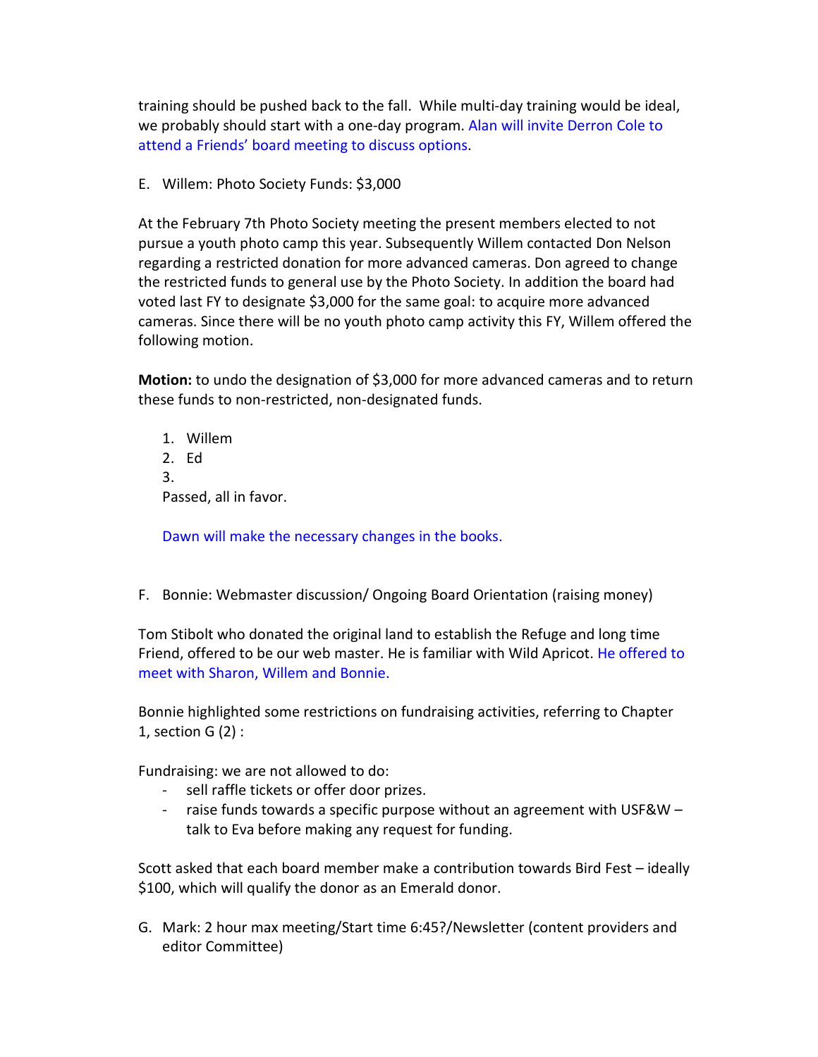training should be pushed back to the fall. While multi-day training would be ideal, we probably should start with a one-day program. Alan will invite Derron Cole to attend a Friends' board meeting to discuss options.

E. Willem: Photo Society Funds: $3,000

At the February 7th Photo Society meeting the present members elected to not pursue a youth photo camp this year. Subsequently Willem contacted Don Nelson regarding a restricted donation for more advanced cameras. Don agreed to change the restricted funds to general use by the Photo Society. In addition the board had voted last FY to designate $3,000 for the same goal: to acquire more advanced cameras. Since there will be no youth photo camp activity this FY, Willem offered the following motion.

**Motion:** to undo the designation of $3,000 for more advanced cameras and to return these funds to non-restricted, non-designated funds.

1. Willem
2. Ed
3. 

Passed, all in favor.

Dawn will make the necessary changes in the books.

F. Bonnie: Webmaster discussion/ Ongoing Board Orientation (raising money)

Tom Stibolt who donated the original land to establish the Refuge and long time Friend, offered to be our web master. He is familiar with Wild Apricot. He offered to meet with Sharon, Willem and Bonnie.

Bonnie highlighted some restrictions on fundraising activities, referring to Chapter 1, section G (2) :

Fundraising: we are not allowed to do:

- sell raffle tickets or offer door prizes.
- raise funds towards a specific purpose without an agreement with USF&W – talk to Eva before making any request for funding.

Scott asked that each board member make a contribution towards Bird Fest – ideally $100, which will qualify the donor as an Emerald donor.

G. Mark: 2 hour max meeting/Start time 6:45?/Newsletter (content providers and editor Committee)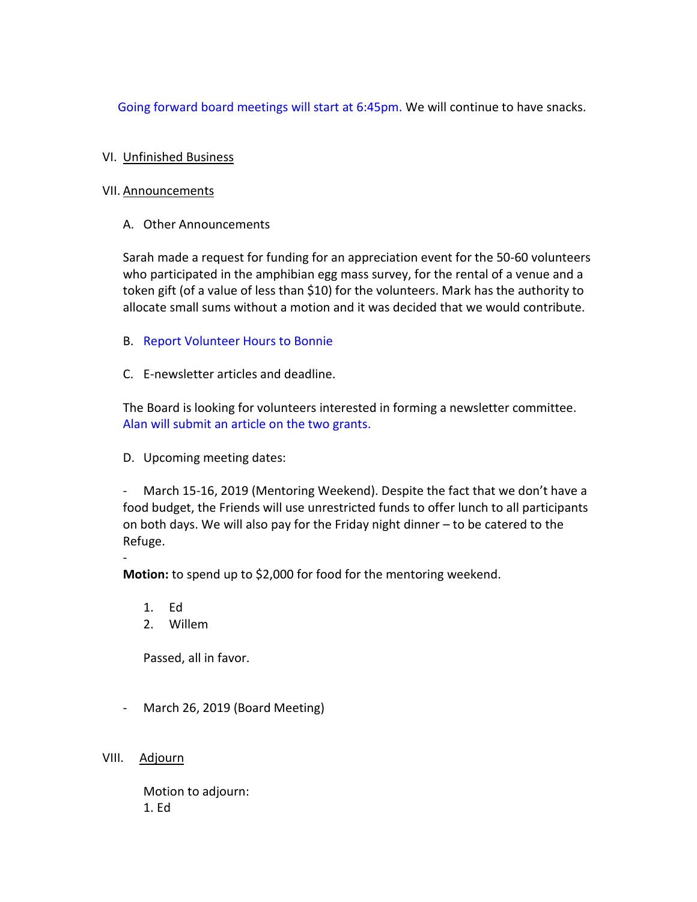Going forward board meetings will start at 6:45pm. We will continue to have snacks.

VI. Unfinished Business

VII. Announcements

A. Other Announcements

Sarah made a request for funding for an appreciation event for the 50-60 volunteers who participated in the amphibian egg mass survey, for the rental of a venue and a token gift (of a value of less than $10) for the volunteers. Mark has the authority to allocate small sums without a motion and it was decided that we would contribute.

B. Report Volunteer Hours to Bonnie

C. E-newsletter articles and deadline.

The Board is looking for volunteers interested in forming a newsletter committee. Alan will submit an article on the two grants.

D. Upcoming meeting dates:

- March 15-16, 2019 (Mentoring Weekend). Despite the fact that we don't have a food budget, the Friends will use unrestricted funds to offer lunch to all participants on both days. We will also pay for the Friday night dinner – to be catered to the Refuge.

-

**Motion:** to spend up to $2,000 for food for the mentoring weekend.

1. Ed
2. Willem

Passed, all in favor.

- March 26, 2019 (Board Meeting)

VIII. Adjourn

Motion to adjourn:
1. Ed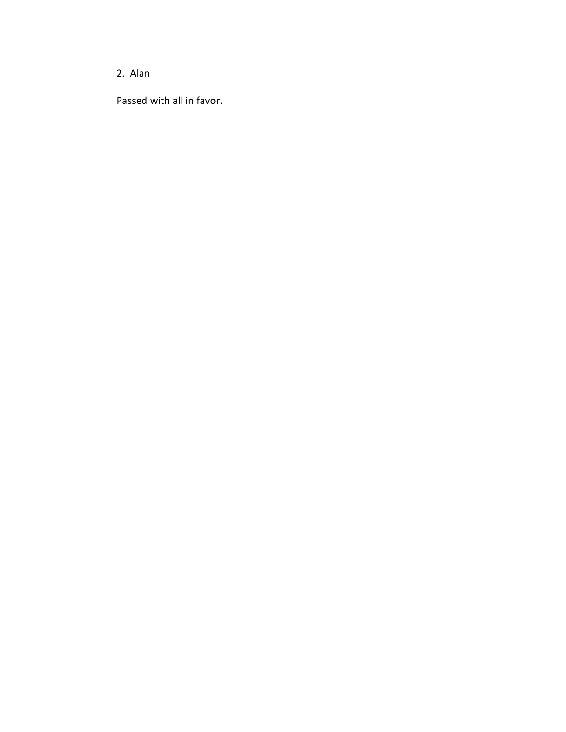2. Alan

Passed with all in favor.